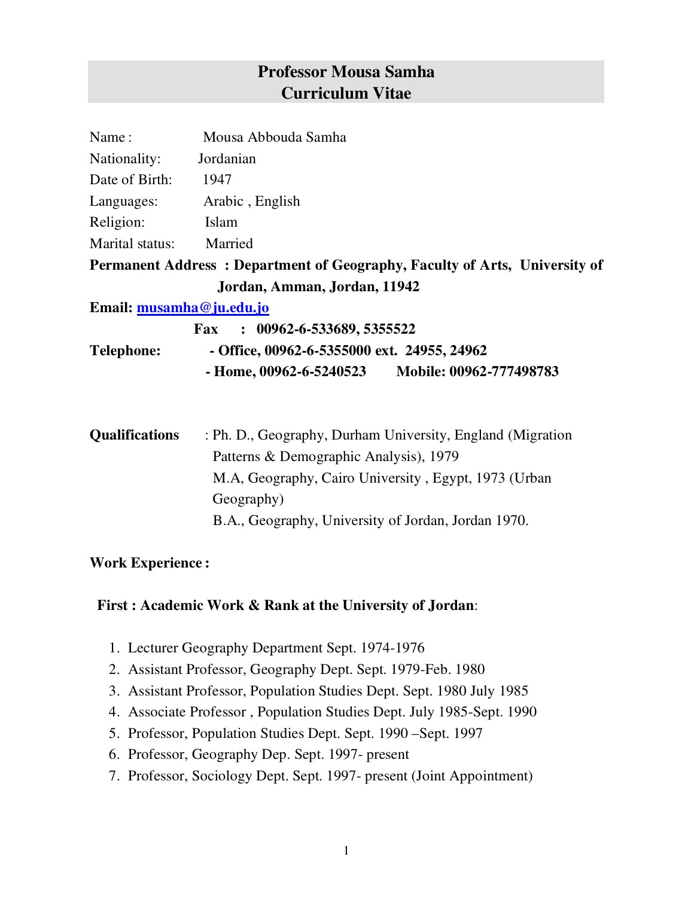# Professor Mousa Samha
# Curriculum Vitae

Name : Mousa Abbouda Samha

Nationality: Jordanian

Date of Birth: 1947

Languages: Arabic , English

Religion: Islam

Marital status: Married

**Permanent Address : Department of Geography, Faculty of Arts, University of Jordan, Amman, Jordan, 11942**

**Email: musamha@ju.edu.jo**

**Fax : 00962-6-533689, 5355522**

**Telephone: - Office, 00962-6-5355000 ext. 24955, 24962**

**- Home, 00962-6-5240523 Mobile: 00962-777498783**

**Qualifications** : Ph. D., Geography, Durham University, England (Migration Patterns & Demographic Analysis), 1979

M.A, Geography, Cairo University , Egypt, 1973 (Urban Geography)

B.A., Geography, University of Jordan, Jordan 1970.

**Work Experience :**

**First : Academic Work & Rank at the University of Jordan**:

1. Lecturer Geography Department Sept. 1974-1976
2. Assistant Professor, Geography Dept. Sept. 1979-Feb. 1980
3. Assistant Professor, Population Studies Dept. Sept. 1980 July 1985
4. Associate Professor , Population Studies Dept. July 1985-Sept. 1990
5. Professor, Population Studies Dept. Sept. 1990 –Sept. 1997
6. Professor, Geography Dep. Sept. 1997- present
7. Professor, Sociology Dept. Sept. 1997- present (Joint Appointment)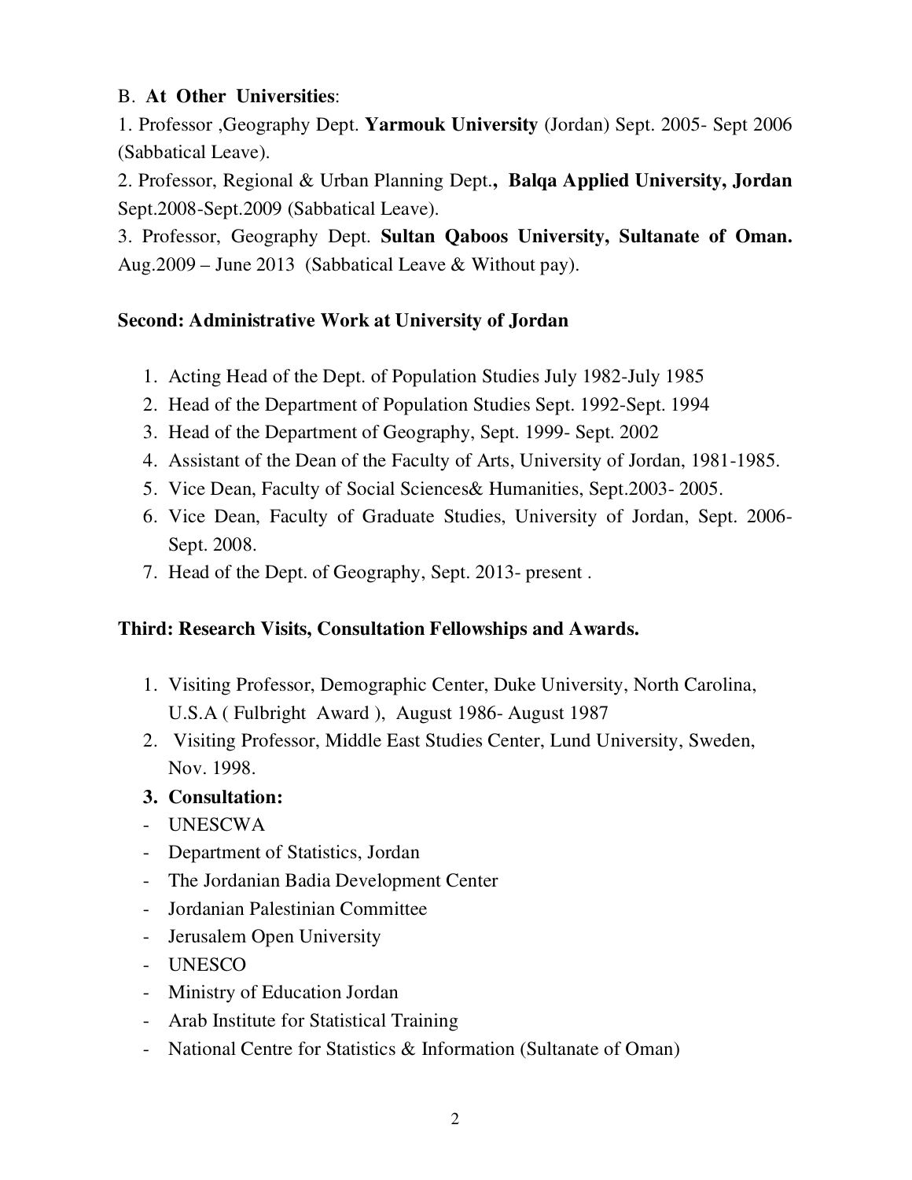B. **At Other Universities**:

1. Professor ,Geography Dept. **Yarmouk University** (Jordan) Sept. 2005- Sept 2006 (Sabbatical Leave).

2. Professor, Regional & Urban Planning Dept.**, Balqa Applied University, Jordan** Sept.2008-Sept.2009 (Sabbatical Leave).

3. Professor, Geography Dept. **Sultan Qaboos University, Sultanate of Oman.** Aug.2009 – June 2013 (Sabbatical Leave & Without pay).

**Second: Administrative Work at University of Jordan**

1. Acting Head of the Dept. of Population Studies July 1982-July 1985
2. Head of the Department of Population Studies Sept. 1992-Sept. 1994
3. Head of the Department of Geography, Sept. 1999- Sept. 2002
4. Assistant of the Dean of the Faculty of Arts, University of Jordan, 1981-1985.
5. Vice Dean, Faculty of Social Sciences& Humanities, Sept.2003- 2005.
6. Vice Dean, Faculty of Graduate Studies, University of Jordan, Sept. 2006-Sept. 2008.
7. Head of the Dept. of Geography, Sept. 2013- present .

**Third: Research Visits, Consultation Fellowships and Awards.**

1. Visiting Professor, Demographic Center, Duke University, North Carolina, U.S.A ( Fulbright Award ), August 1986- August 1987
2. Visiting Professor, Middle East Studies Center, Lund University, Sweden, Nov. 1998.
3. **Consultation:**

- UNESCWA
- Department of Statistics, Jordan
- The Jordanian Badia Development Center
- Jordanian Palestinian Committee
- Jerusalem Open University
- UNESCO
- Ministry of Education Jordan
- Arab Institute for Statistical Training
- National Centre for Statistics & Information (Sultanate of Oman)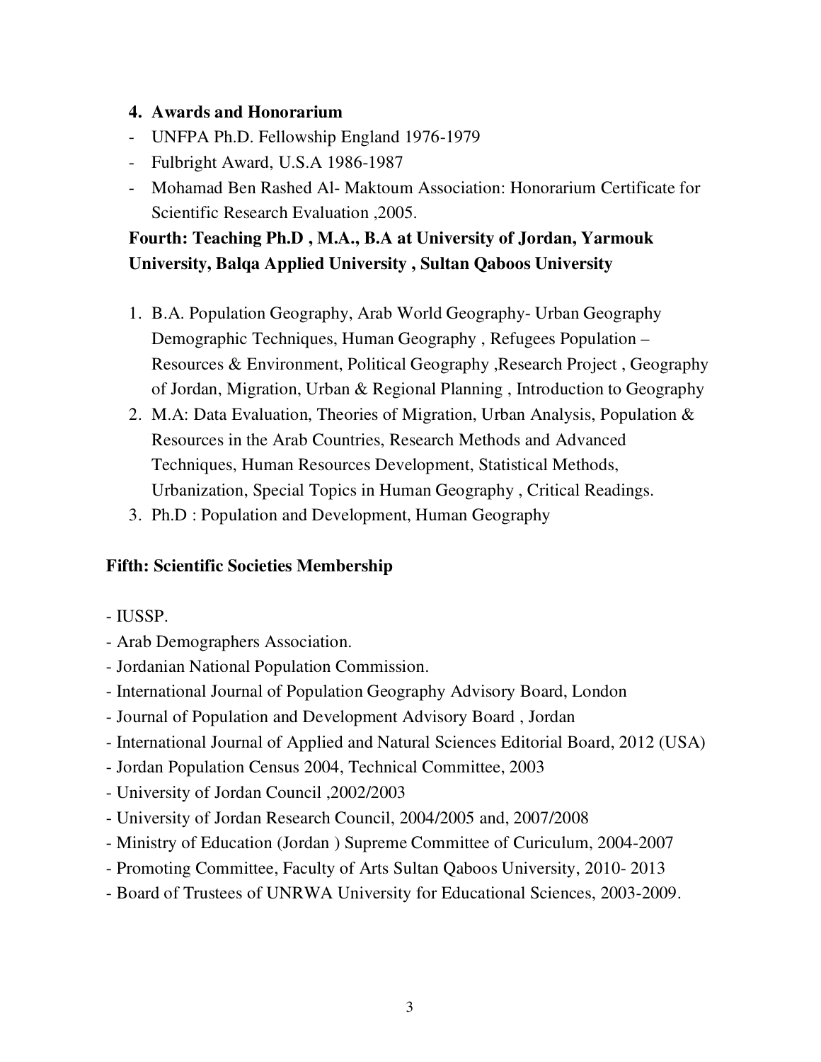### 4. Awards and Honorarium

- UNFPA Ph.D. Fellowship England 1976-1979
- Fulbright Award, U.S.A 1986-1987
- Mohamad Ben Rashed Al- Maktoum Association: Honorarium Certificate for Scientific Research Evaluation ,2005.

## Fourth: Teaching Ph.D , M.A., B.A at University of Jordan, Yarmouk University, Balqa Applied University , Sultan Qaboos University

1. B.A. Population Geography, Arab World Geography- Urban Geography Demographic Techniques, Human Geography , Refugees Population – Resources & Environment, Political Geography ,Research Project , Geography of Jordan, Migration, Urban & Regional Planning , Introduction to Geography
2. M.A: Data Evaluation, Theories of Migration, Urban Analysis, Population & Resources in the Arab Countries, Research Methods and Advanced Techniques, Human Resources Development, Statistical Methods, Urbanization, Special Topics in Human Geography , Critical Readings.
3. Ph.D : Population and Development, Human Geography

## Fifth: Scientific Societies Membership

- IUSSP.
- Arab Demographers Association.
- Jordanian National Population Commission.
- International Journal of Population Geography Advisory Board, London
- Journal of Population and Development Advisory Board , Jordan
- International Journal of Applied and Natural Sciences Editorial Board, 2012 (USA)
- Jordan Population Census 2004, Technical Committee, 2003
- University of Jordan Council ,2002/2003
- University of Jordan Research Council, 2004/2005 and, 2007/2008
- Ministry of Education (Jordan ) Supreme Committee of Curiculum, 2004-2007
- Promoting Committee, Faculty of Arts Sultan Qaboos University, 2010- 2013
- Board of Trustees of UNRWA University for Educational Sciences, 2003-2009.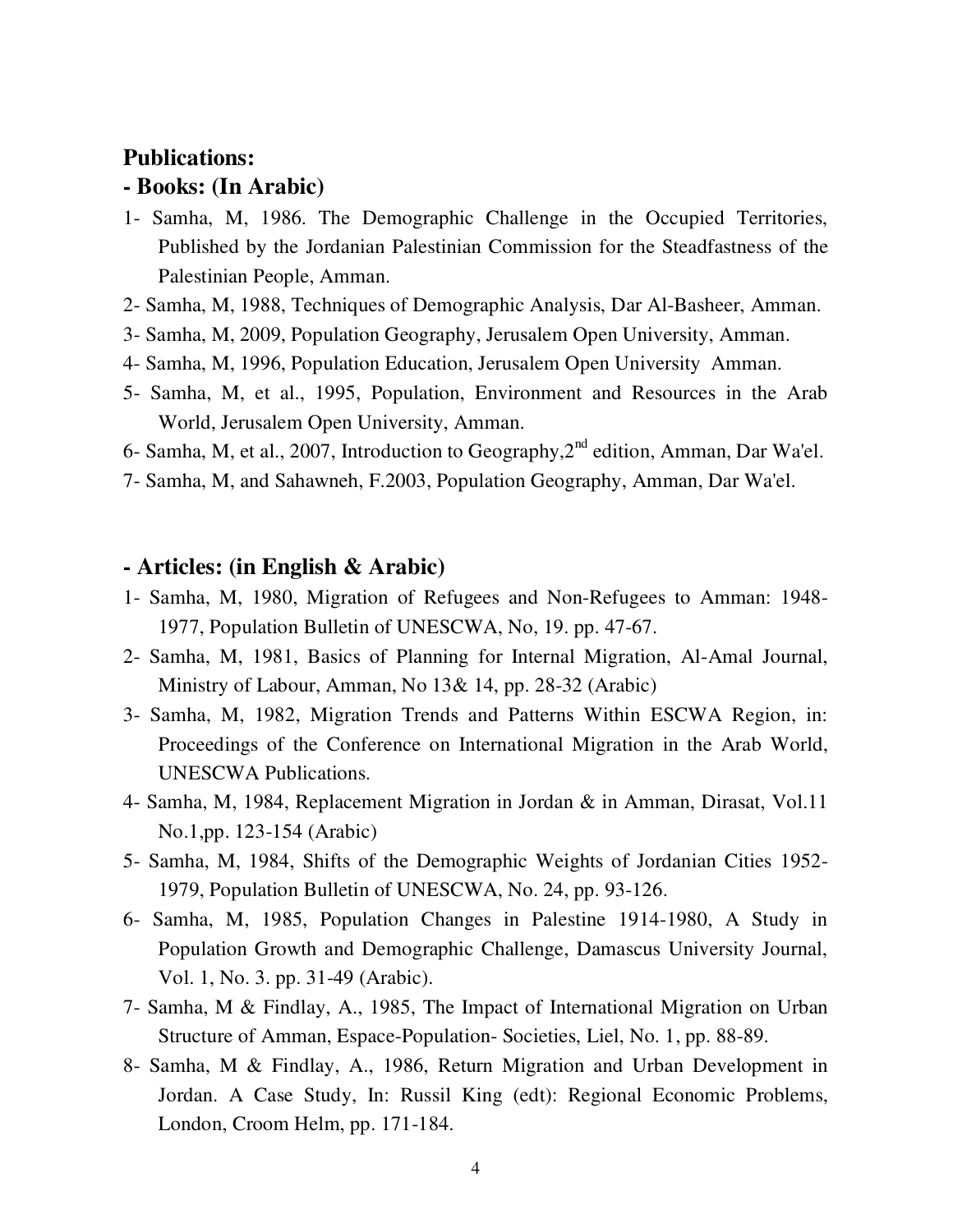**Publications:**

**- Books: (In Arabic)**

1- Samha, M, 1986. The Demographic Challenge in the Occupied Territories, Published by the Jordanian Palestinian Commission for the Steadfastness of the Palestinian People, Amman.
2- Samha, M, 1988, Techniques of Demographic Analysis, Dar Al-Basheer, Amman.
3- Samha, M, 2009, Population Geography, Jerusalem Open University, Amman.
4- Samha, M, 1996, Population Education, Jerusalem Open University Amman.
5- Samha, M, et al., 1995, Population, Environment and Resources in the Arab World, Jerusalem Open University, Amman.
6- Samha, M, et al., 2007, Introduction to Geography,2nd edition, Amman, Dar Wa'el.
7- Samha, M, and Sahawneh, F.2003, Population Geography, Amman, Dar Wa'el.

**- Articles: (in English & Arabic)**

1- Samha, M, 1980, Migration of Refugees and Non-Refugees to Amman: 1948-1977, Population Bulletin of UNESCWA, No, 19. pp. 47-67.
2- Samha, M, 1981, Basics of Planning for Internal Migration, Al-Amal Journal, Ministry of Labour, Amman, No 13& 14, pp. 28-32 (Arabic)
3- Samha, M, 1982, Migration Trends and Patterns Within ESCWA Region, in: Proceedings of the Conference on International Migration in the Arab World, UNESCWA Publications.
4- Samha, M, 1984, Replacement Migration in Jordan & in Amman, Dirasat, Vol.11 No.1,pp. 123-154 (Arabic)
5- Samha, M, 1984, Shifts of the Demographic Weights of Jordanian Cities 1952-1979, Population Bulletin of UNESCWA, No. 24, pp. 93-126.
6- Samha, M, 1985, Population Changes in Palestine 1914-1980, A Study in Population Growth and Demographic Challenge, Damascus University Journal, Vol. 1, No. 3. pp. 31-49 (Arabic).
7- Samha, M & Findlay, A., 1985, The Impact of International Migration on Urban Structure of Amman, Espace-Population- Societies, Liel, No. 1, pp. 88-89.
8- Samha, M & Findlay, A., 1986, Return Migration and Urban Development in Jordan. A Case Study, In: Russil King (edt): Regional Economic Problems, London, Croom Helm, pp. 171-184.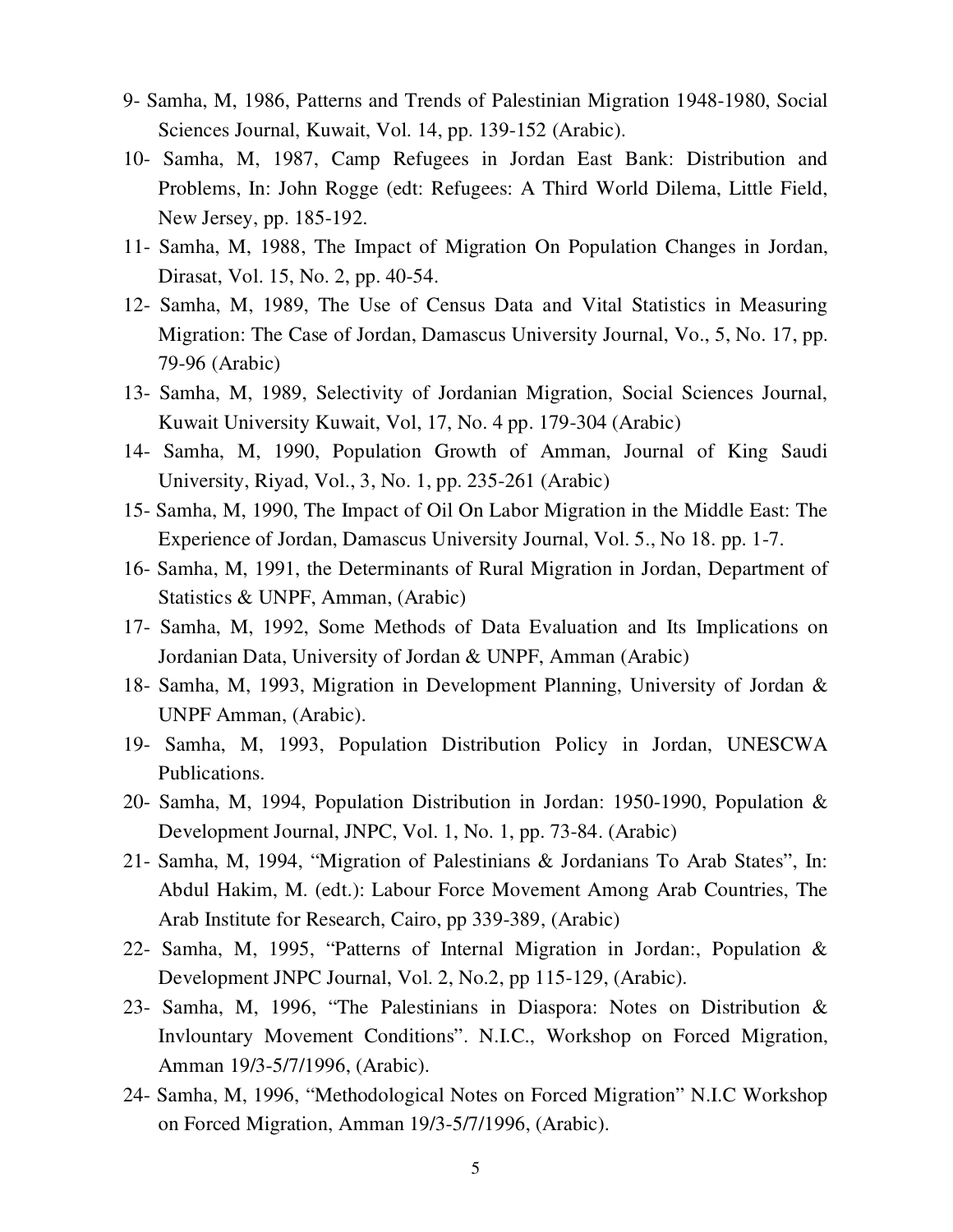9- Samha, M, 1986, Patterns and Trends of Palestinian Migration 1948-1980, Social Sciences Journal, Kuwait, Vol. 14, pp. 139-152 (Arabic).

10- Samha, M, 1987, Camp Refugees in Jordan East Bank: Distribution and Problems, In: John Rogge (edt: Refugees: A Third World Dilema, Little Field, New Jersey, pp. 185-192.

11- Samha, M, 1988, The Impact of Migration On Population Changes in Jordan, Dirasat, Vol. 15, No. 2, pp. 40-54.

12- Samha, M, 1989, The Use of Census Data and Vital Statistics in Measuring Migration: The Case of Jordan, Damascus University Journal, Vo., 5, No. 17, pp. 79-96 (Arabic)

13- Samha, M, 1989, Selectivity of Jordanian Migration, Social Sciences Journal, Kuwait University Kuwait, Vol, 17, No. 4 pp. 179-304 (Arabic)

14- Samha, M, 1990, Population Growth of Amman, Journal of King Saudi University, Riyad, Vol., 3, No. 1, pp. 235-261 (Arabic)

15- Samha, M, 1990, The Impact of Oil On Labor Migration in the Middle East: The Experience of Jordan, Damascus University Journal, Vol. 5., No 18. pp. 1-7.

16- Samha, M, 1991, the Determinants of Rural Migration in Jordan, Department of Statistics & UNPF, Amman, (Arabic)

17- Samha, M, 1992, Some Methods of Data Evaluation and Its Implications on Jordanian Data, University of Jordan & UNPF, Amman (Arabic)

18- Samha, M, 1993, Migration in Development Planning, University of Jordan & UNPF Amman, (Arabic).

19- Samha, M, 1993, Population Distribution Policy in Jordan, UNESCWA Publications.

20- Samha, M, 1994, Population Distribution in Jordan: 1950-1990, Population & Development Journal, JNPC, Vol. 1, No. 1, pp. 73-84. (Arabic)

21- Samha, M, 1994, "Migration of Palestinians & Jordanians To Arab States", In: Abdul Hakim, M. (edt.): Labour Force Movement Among Arab Countries, The Arab Institute for Research, Cairo, pp 339-389, (Arabic)

22- Samha, M, 1995, "Patterns of Internal Migration in Jordan:, Population & Development JNPC Journal, Vol. 2, No.2, pp 115-129, (Arabic).

23- Samha, M, 1996, "The Palestinians in Diaspora: Notes on Distribution & Invlountary Movement Conditions". N.I.C., Workshop on Forced Migration, Amman 19/3-5/7/1996, (Arabic).

24- Samha, M, 1996, "Methodological Notes on Forced Migration" N.I.C Workshop on Forced Migration, Amman 19/3-5/7/1996, (Arabic).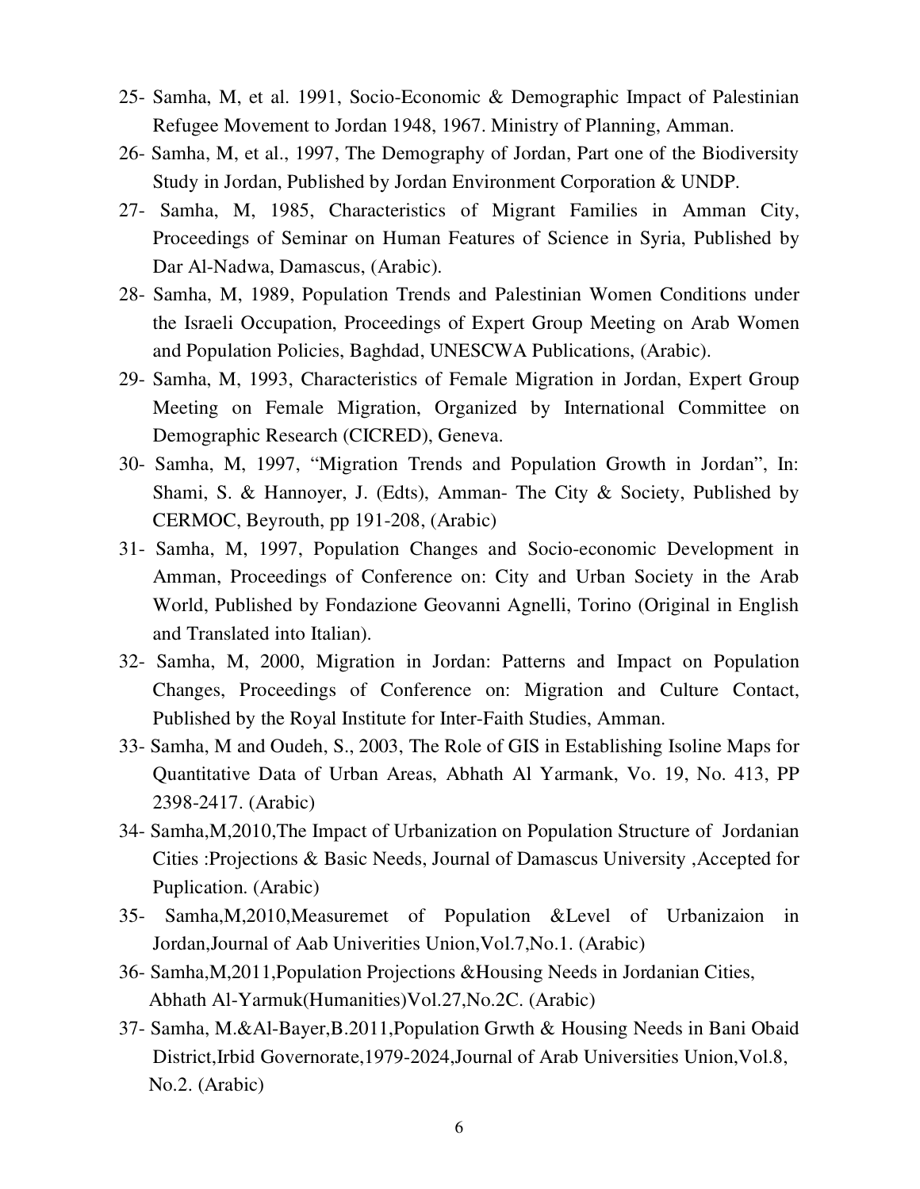25- Samha, M, et al. 1991, Socio-Economic & Demographic Impact of Palestinian Refugee Movement to Jordan 1948, 1967. Ministry of Planning, Amman.

26- Samha, M, et al., 1997, The Demography of Jordan, Part one of the Biodiversity Study in Jordan, Published by Jordan Environment Corporation & UNDP.

27- Samha, M, 1985, Characteristics of Migrant Families in Amman City, Proceedings of Seminar on Human Features of Science in Syria, Published by Dar Al-Nadwa, Damascus, (Arabic).

28- Samha, M, 1989, Population Trends and Palestinian Women Conditions under the Israeli Occupation, Proceedings of Expert Group Meeting on Arab Women and Population Policies, Baghdad, UNESCWA Publications, (Arabic).

29- Samha, M, 1993, Characteristics of Female Migration in Jordan, Expert Group Meeting on Female Migration, Organized by International Committee on Demographic Research (CICRED), Geneva.

30- Samha, M, 1997, "Migration Trends and Population Growth in Jordan", In: Shami, S. & Hannoyer, J. (Edts), Amman- The City & Society, Published by CERMOC, Beyrouth, pp 191-208, (Arabic)

31- Samha, M, 1997, Population Changes and Socio-economic Development in Amman, Proceedings of Conference on: City and Urban Society in the Arab World, Published by Fondazione Geovanni Agnelli, Torino (Original in English and Translated into Italian).

32- Samha, M, 2000, Migration in Jordan: Patterns and Impact on Population Changes, Proceedings of Conference on: Migration and Culture Contact, Published by the Royal Institute for Inter-Faith Studies, Amman.

33- Samha, M and Oudeh, S., 2003, The Role of GIS in Establishing Isoline Maps for Quantitative Data of Urban Areas, Abhath Al Yarmank, Vo. 19, No. 413, PP 2398-2417. (Arabic)

34- Samha,M,2010,The Impact of Urbanization on Population Structure of Jordanian Cities :Projections & Basic Needs, Journal of Damascus University ,Accepted for Puplication. (Arabic)

35- Samha,M,2010,Measuremet of Population &Level of Urbanizaion in Jordan,Journal of Aab Univerities Union,Vol.7,No.1. (Arabic)

36- Samha,M,2011,Population Projections &Housing Needs in Jordanian Cities, Abhath Al-Yarmuk(Humanities)Vol.27,No.2C. (Arabic)

37- Samha, M.&Al-Bayer,B.2011,Population Grwth & Housing Needs in Bani Obaid District,Irbid Governorate,1979-2024,Journal of Arab Universities Union,Vol.8, No.2. (Arabic)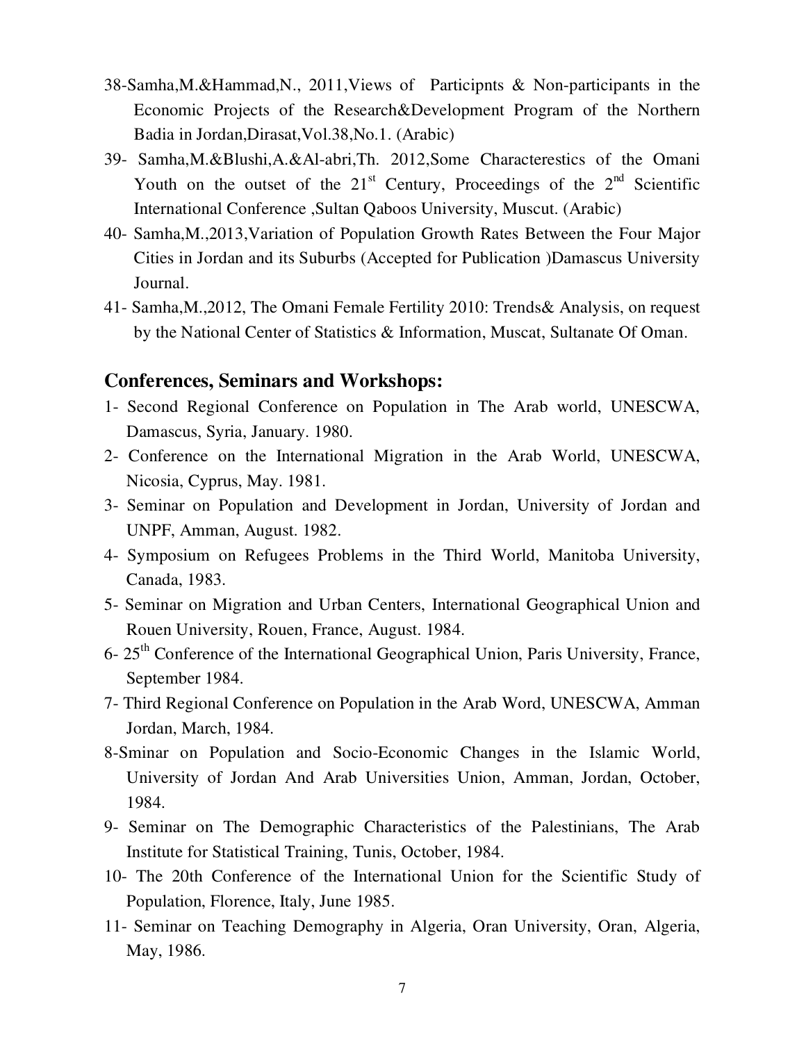38-Samha,M.&Hammad,N., 2011,Views of Participnts & Non-participants in the Economic Projects of the Research&Development Program of the Northern Badia in Jordan,Dirasat,Vol.38,No.1. (Arabic)

39- Samha,M.&Blushi,A.&Al-abri,Th. 2012,Some Characterestics of the Omani Youth on the outset of the 21st Century, Proceedings of the 2nd Scientific International Conference ,Sultan Qaboos University, Muscut. (Arabic)

40- Samha,M.,2013,Variation of Population Growth Rates Between the Four Major Cities in Jordan and its Suburbs (Accepted for Publication )Damascus University Journal.

41- Samha,M.,2012, The Omani Female Fertility 2010: Trends& Analysis, on request by the National Center of Statistics & Information, Muscat, Sultanate Of Oman.

## Conferences, Seminars and Workshops:

1- Second Regional Conference on Population in The Arab world, UNESCWA, Damascus, Syria, January. 1980.

2- Conference on the International Migration in the Arab World, UNESCWA, Nicosia, Cyprus, May. 1981.

3- Seminar on Population and Development in Jordan, University of Jordan and UNPF, Amman, August. 1982.

4- Symposium on Refugees Problems in the Third World, Manitoba University, Canada, 1983.

5- Seminar on Migration and Urban Centers, International Geographical Union and Rouen University, Rouen, France, August. 1984.

6- 25th Conference of the International Geographical Union, Paris University, France, September 1984.

7- Third Regional Conference on Population in the Arab Word, UNESCWA, Amman Jordan, March, 1984.

8-Sminar on Population and Socio-Economic Changes in the Islamic World, University of Jordan And Arab Universities Union, Amman, Jordan, October, 1984.

9- Seminar on The Demographic Characteristics of the Palestinians, The Arab Institute for Statistical Training, Tunis, October, 1984.

10- The 20th Conference of the International Union for the Scientific Study of Population, Florence, Italy, June 1985.

11- Seminar on Teaching Demography in Algeria, Oran University, Oran, Algeria, May, 1986.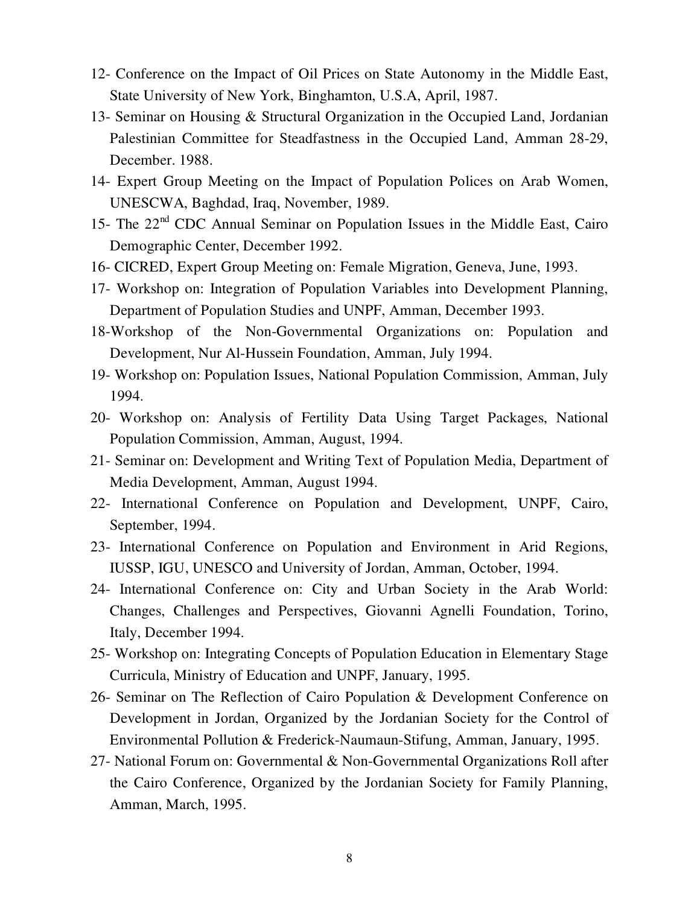12- Conference on the Impact of Oil Prices on State Autonomy in the Middle East, State University of New York, Binghamton, U.S.A, April, 1987.

13- Seminar on Housing & Structural Organization in the Occupied Land, Jordanian Palestinian Committee for Steadfastness in the Occupied Land, Amman 28-29, December. 1988.

14- Expert Group Meeting on the Impact of Population Polices on Arab Women, UNESCWA, Baghdad, Iraq, November, 1989.

15- The 22nd CDC Annual Seminar on Population Issues in the Middle East, Cairo Demographic Center, December 1992.

16- CICRED, Expert Group Meeting on: Female Migration, Geneva, June, 1993.

17- Workshop on: Integration of Population Variables into Development Planning, Department of Population Studies and UNPF, Amman, December 1993.

18-Workshop of the Non-Governmental Organizations on: Population and Development, Nur Al-Hussein Foundation, Amman, July 1994.

19- Workshop on: Population Issues, National Population Commission, Amman, July 1994.

20- Workshop on: Analysis of Fertility Data Using Target Packages, National Population Commission, Amman, August, 1994.

21- Seminar on: Development and Writing Text of Population Media, Department of Media Development, Amman, August 1994.

22- International Conference on Population and Development, UNPF, Cairo, September, 1994.

23- International Conference on Population and Environment in Arid Regions, IUSSP, IGU, UNESCO and University of Jordan, Amman, October, 1994.

24- International Conference on: City and Urban Society in the Arab World: Changes, Challenges and Perspectives, Giovanni Agnelli Foundation, Torino, Italy, December 1994.

25- Workshop on: Integrating Concepts of Population Education in Elementary Stage Curricula, Ministry of Education and UNPF, January, 1995.

26- Seminar on The Reflection of Cairo Population & Development Conference on Development in Jordan, Organized by the Jordanian Society for the Control of Environmental Pollution & Frederick-Naumaun-Stifung, Amman, January, 1995.

27- National Forum on: Governmental & Non-Governmental Organizations Roll after the Cairo Conference, Organized by the Jordanian Society for Family Planning, Amman, March, 1995.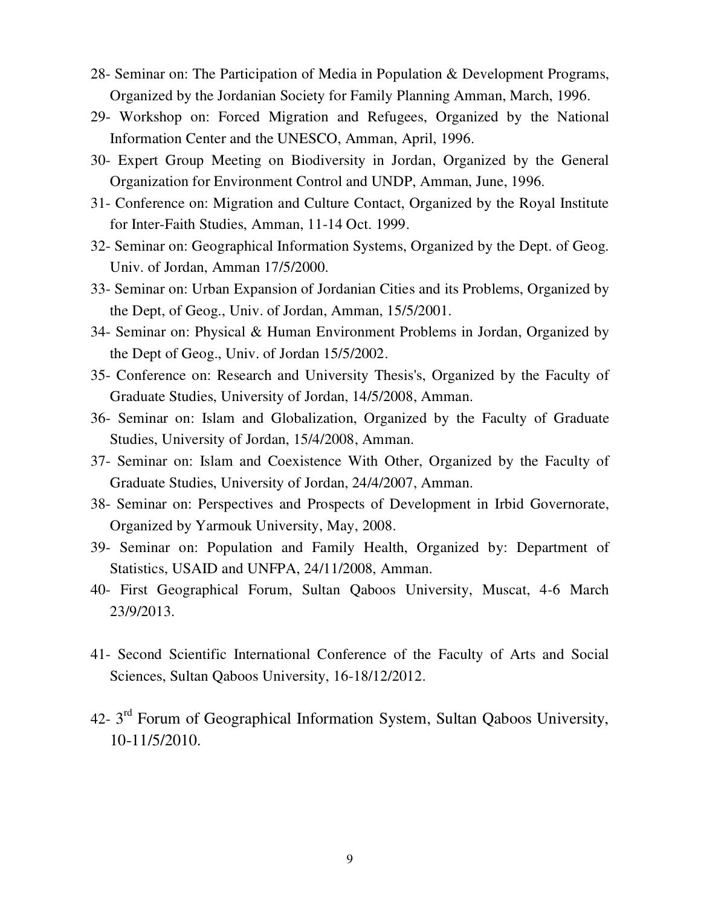28- Seminar on: The Participation of Media in Population & Development Programs, Organized by the Jordanian Society for Family Planning Amman, March, 1996.

29- Workshop on: Forced Migration and Refugees, Organized by the National Information Center and the UNESCO, Amman, April, 1996.

30- Expert Group Meeting on Biodiversity in Jordan, Organized by the General Organization for Environment Control and UNDP, Amman, June, 1996.

31- Conference on: Migration and Culture Contact, Organized by the Royal Institute for Inter-Faith Studies, Amman, 11-14 Oct. 1999.

32- Seminar on: Geographical Information Systems, Organized by the Dept. of Geog. Univ. of Jordan, Amman 17/5/2000.

33- Seminar on: Urban Expansion of Jordanian Cities and its Problems, Organized by the Dept, of Geog., Univ. of Jordan, Amman, 15/5/2001.

34- Seminar on: Physical & Human Environment Problems in Jordan, Organized by the Dept of Geog., Univ. of Jordan 15/5/2002.

35- Conference on: Research and University Thesis's, Organized by the Faculty of Graduate Studies, University of Jordan, 14/5/2008, Amman.

36- Seminar on: Islam and Globalization, Organized by the Faculty of Graduate Studies, University of Jordan, 15/4/2008, Amman.

37- Seminar on: Islam and Coexistence With Other, Organized by the Faculty of Graduate Studies, University of Jordan, 24/4/2007, Amman.

38- Seminar on: Perspectives and Prospects of Development in Irbid Governorate, Organized by Yarmouk University, May, 2008.

39- Seminar on: Population and Family Health, Organized by: Department of Statistics, USAID and UNFPA, 24/11/2008, Amman.

40- First Geographical Forum, Sultan Qaboos University, Muscat, 4-6 March 23/9/2013.

41- Second Scientific International Conference of the Faculty of Arts and Social Sciences, Sultan Qaboos University, 16-18/12/2012.

42- 3rd Forum of Geographical Information System, Sultan Qaboos University, 10-11/5/2010.